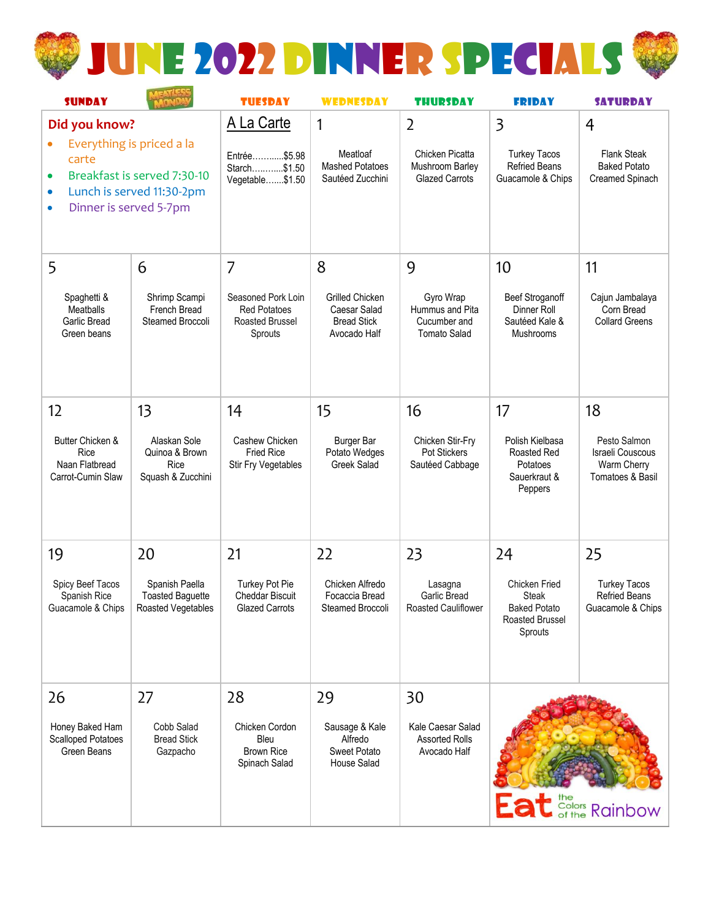# JUNE 2022 DINNER SPECIALS

| SUNDAY | MEATLESS MONDAY | TUESDAY | WEDNESDAY | THURSDAY | FRIDAY | SATURDAY |
|---|---|---|---|---|---|---|
| **Did you know?** <br>• Everything is priced a la carte <br>• Breakfast is served 7:30-10 <br>• Lunch is served 11:30-2pm <br>• Dinner is served 5-7pm | | A La Carte <br>Entrée…………$5.98 <br>Starch…………$1.50 <br>Vegetable…….$1.50 | 1 <br>Meatloaf <br>Mashed Potatoes <br>Sautéed Zucchini | 2 <br>Chicken Picatta <br>Mushroom Barley <br>Glazed Carrots | 3 <br>Turkey Tacos <br>Refried Beans <br>Guacamole & Chips | 4 <br>Flank Steak <br>Baked Potato <br>Creamed Spinach |
| 5 <br>Spaghetti & Meatballs <br>Garlic Bread <br>Green beans | 6 <br>Shrimp Scampi <br>French Bread <br>Steamed Broccoli | 7 <br>Seasoned Pork Loin <br>Red Potatoes <br>Roasted Brussel Sprouts | 8 <br>Grilled Chicken <br>Caesar Salad <br>Bread Stick <br>Avocado Half | 9 <br>Gyro Wrap <br>Hummus and Pita <br>Cucumber and Tomato Salad | 10 <br>Beef Stroganoff <br>Dinner Roll <br>Sautéed Kale & Mushrooms | 11 <br>Cajun Jambalaya <br>Corn Bread <br>Collard Greens |
| 12 <br>Butter Chicken & Rice <br>Naan Flatbread <br>Carrot-Cumin Slaw | 13 <br>Alaskan Sole <br>Quinoa & Brown Rice <br>Squash & Zucchini | 14 <br>Cashew Chicken <br>Fried Rice <br>Stir Fry Vegetables | 15 <br>Burger Bar <br>Potato Wedges <br>Greek Salad | 16 <br>Chicken Stir-Fry <br>Pot Stickers <br>Sautéed Cabbage | 17 <br>Polish Kielbasa <br>Roasted Red Potatoes <br>Sauerkraut & Peppers | 18 <br>Pesto Salmon <br>Israeli Couscous <br>Warm Cherry Tomatoes & Basil |
| 19 <br>Spicy Beef Tacos <br>Spanish Rice <br>Guacamole & Chips | 20 <br>Spanish Paella <br>Toasted Baguette <br>Roasted Vegetables | 21 <br>Turkey Pot Pie <br>Cheddar Biscuit <br>Glazed Carrots | 22 <br>Chicken Alfredo <br>Focaccia Bread <br>Steamed Broccoli | 23 <br>Lasagna <br>Garlic Bread <br>Roasted Cauliflower | 24 <br>Chicken Fried Steak <br>Baked Potato <br>Roasted Brussel Sprouts | 25 <br>Turkey Tacos <br>Refried Beans <br>Guacamole & Chips |
| 26 <br>Honey Baked Ham <br>Scalloped Potatoes <br>Green Beans | 27 <br>Cobb Salad <br>Bread Stick <br>Gazpacho | 28 <br>Chicken Cordon Bleu <br>Brown Rice <br>Spinach Salad | 29 <br>Sausage & Kale Alfredo <br>Sweet Potato <br>House Salad | 30 <br>Kale Caesar Salad <br>Assorted Rolls <br>Avocado Half | Eat the Colors of the Rainbow | |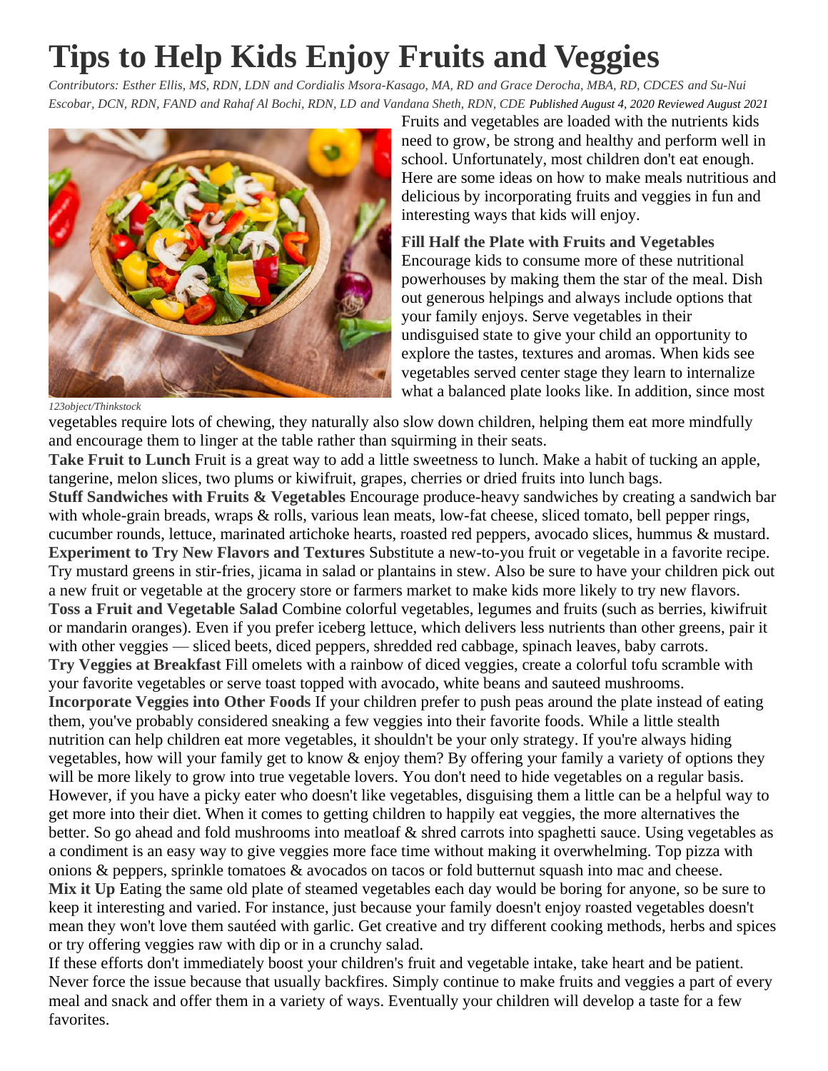# Tips to Help Kids Enjoy Fruits and Veggies

*Contributors: Esther Ellis, MS, RDN, LDN and Cordialis Msora-Kasago, MA, RD and Grace Derocha, MBA, RD, CDCES and Su-Nui Escobar, DCN, RDN, FAND and Rahaf Al Bochi, RDN, LD and Vandana Sheth, RDN, CDE* Published August 4, 2020 Reviewed August 2021

*123object/Thinkstock*

Fruits and vegetables are loaded with the nutrients kids need to grow, be strong and healthy and perform well in school. Unfortunately, most children don't eat enough. Here are some ideas on how to make meals nutritious and delicious by incorporating fruits and veggies in fun and interesting ways that kids will enjoy.

**Fill Half the Plate with Fruits and Vegetables** Encourage kids to consume more of these nutritional powerhouses by making them the star of the meal. Dish out generous helpings and always include options that your family enjoys. Serve vegetables in their undisguised state to give your child an opportunity to explore the tastes, textures and aromas. When kids see vegetables served center stage they learn to internalize what a balanced plate looks like. In addition, since most vegetables require lots of chewing, they naturally also slow down children, helping them eat more mindfully and encourage them to linger at the table rather than squirming in their seats.

**Take Fruit to Lunch** Fruit is a great way to add a little sweetness to lunch. Make a habit of tucking an apple, tangerine, melon slices, two plums or kiwifruit, grapes, cherries or dried fruits into lunch bags.

**Stuff Sandwiches with Fruits & Vegetables** Encourage produce-heavy sandwiches by creating a sandwich bar with whole-grain breads, wraps & rolls, various lean meats, low-fat cheese, sliced tomato, bell pepper rings, cucumber rounds, lettuce, marinated artichoke hearts, roasted red peppers, avocado slices, hummus & mustard.

**Experiment to Try New Flavors and Textures** Substitute a new-to-you fruit or vegetable in a favorite recipe. Try mustard greens in stir-fries, jicama in salad or plantains in stew. Also be sure to have your children pick out a new fruit or vegetable at the grocery store or farmers market to make kids more likely to try new flavors.

**Toss a Fruit and Vegetable Salad** Combine colorful vegetables, legumes and fruits (such as berries, kiwifruit or mandarin oranges). Even if you prefer iceberg lettuce, which delivers less nutrients than other greens, pair it with other veggies — sliced beets, diced peppers, shredded red cabbage, spinach leaves, baby carrots.

**Try Veggies at Breakfast** Fill omelets with a rainbow of diced veggies, create a colorful tofu scramble with your favorite vegetables or serve toast topped with avocado, white beans and sauteed mushrooms.

**Incorporate Veggies into Other Foods** If your children prefer to push peas around the plate instead of eating them, you've probably considered sneaking a few veggies into their favorite foods. While a little stealth nutrition can help children eat more vegetables, it shouldn't be your only strategy. If you're always hiding vegetables, how will your family get to know & enjoy them? By offering your family a variety of options they will be more likely to grow into true vegetable lovers. You don't need to hide vegetables on a regular basis. However, if you have a picky eater who doesn't like vegetables, disguising them a little can be a helpful way to get more into their diet. When it comes to getting children to happily eat veggies, the more alternatives the better. So go ahead and fold mushrooms into meatloaf & shred carrots into spaghetti sauce. Using vegetables as a condiment is an easy way to give veggies more face time without making it overwhelming. Top pizza with onions & peppers, sprinkle tomatoes & avocados on tacos or fold butternut squash into mac and cheese.

**Mix it Up** Eating the same old plate of steamed vegetables each day would be boring for anyone, so be sure to keep it interesting and varied. For instance, just because your family doesn't enjoy roasted vegetables doesn't mean they won't love them sautéed with garlic. Get creative and try different cooking methods, herbs and spices or try offering veggies raw with dip or in a crunchy salad.

If these efforts don't immediately boost your children's fruit and vegetable intake, take heart and be patient. Never force the issue because that usually backfires. Simply continue to make fruits and veggies a part of every meal and snack and offer them in a variety of ways. Eventually your children will develop a taste for a few favorites.